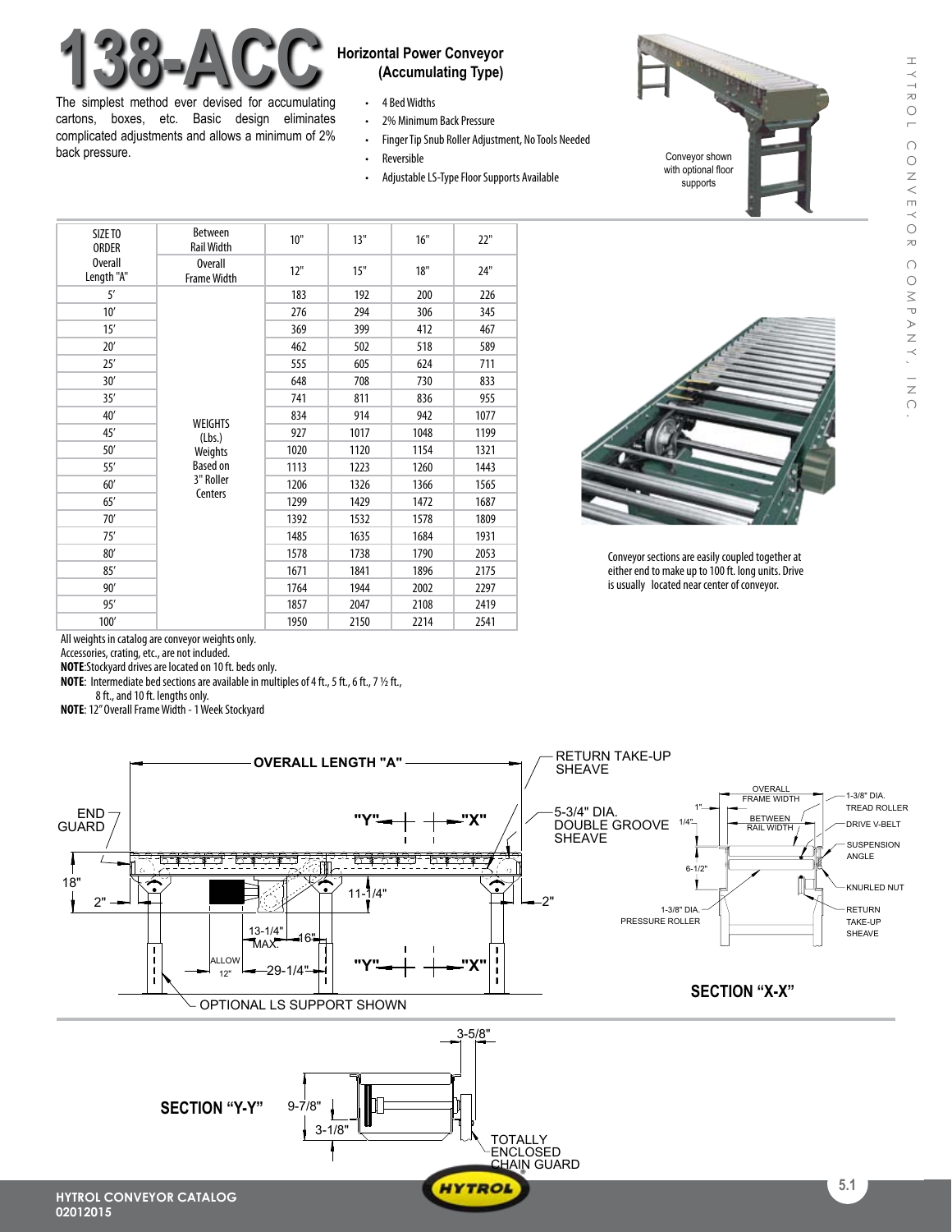# 138-ACC

## Horizontal Power Conveyor (Accumulating Type)

The simplest method ever devised for accumulating cartons, boxes, etc. Basic design eliminates complicated adjustments and allows a minimum of 2% back pressure.

- 4 Bed Widths
- 2% Minimum Back Pressure
- Finger Tip Snub Roller Adjustment, No Tools Needed
- Reversible
- Adjustable LS-Type Floor Supports Available

Conveyor shown with optional floor supports

| SIZE TO ORDER | Between Rail Width | 10" | 13" | 16" | 22" |
|---|---|---|---|---|---|
| Overall Length "A" | Overall Frame Width | 12" | 15" | 18" | 24" |
| 5' | WEIGHTS (Lbs.) Weights Based on 3" Roller Centers | 183 | 192 | 200 | 226 |
| 10' | | 276 | 294 | 306 | 345 |
| 15' | | 369 | 399 | 412 | 467 |
| 20' | | 462 | 502 | 518 | 589 |
| 25' | | 555 | 605 | 624 | 711 |
| 30' | | 648 | 708 | 730 | 833 |
| 35' | | 741 | 811 | 836 | 955 |
| 40' | | 834 | 914 | 942 | 1077 |
| 45' | | 927 | 1017 | 1048 | 1199 |
| 50' | | 1020 | 1120 | 1154 | 1321 |
| 55' | | 1113 | 1223 | 1260 | 1443 |
| 60' | | 1206 | 1326 | 1366 | 1565 |
| 65' | | 1299 | 1429 | 1472 | 1687 |
| 70' | | 1392 | 1532 | 1578 | 1809 |
| 75' | | 1485 | 1635 | 1684 | 1931 |
| 80' | | 1578 | 1738 | 1790 | 2053 |
| 85' | | 1671 | 1841 | 1896 | 2175 |
| 90' | | 1764 | 1944 | 2002 | 2297 |
| 95' | | 1857 | 2047 | 2108 | 2419 |
| 100' | | 1950 | 2150 | 2214 | 2541 |

All weights in catalog are conveyor weights only.
Accessories, crating, etc., are not included.
**NOTE**:Stockyard drives are located on 10 ft. beds only.
**NOTE**: Intermediate bed sections are available in multiples of 4 ft., 5 ft., 6 ft., 7 ½ ft., 8 ft., and 10 ft. lengths only.
**NOTE**: 12" Overall Frame Width - 1 Week Stockyard

Conveyor sections are easily coupled together at either end to make up to 100 ft. long units. Drive is usually located near center of conveyor.

OVERALL LENGTH "A"
END GUARD
RETURN TAKE-UP SHEAVE
5-3/4" DIA. DOUBLE GROOVE SHEAVE
18"
2"
11-1/4"
2"
13-1/4" MAX.
16"
ALLOW 12"
29-1/4"
OPTIONAL LS SUPPORT SHOWN

OVERALL FRAME WIDTH
BETWEEN RAIL WIDTH
1"
1/4"
6-1/2"
1-3/8" DIA. TREAD ROLLER
DRIVE V-BELT
SUSPENSION ANGLE
KNURLED NUT
RETURN TAKE-UP SHEAVE
1-3/8" DIA. PRESSURE ROLLER

**SECTION "X-X"**

**SECTION "Y-Y"**

3-5/8"
9-7/8"
3-1/8"
TOTALLY ENCLOSED CHAIN GUARD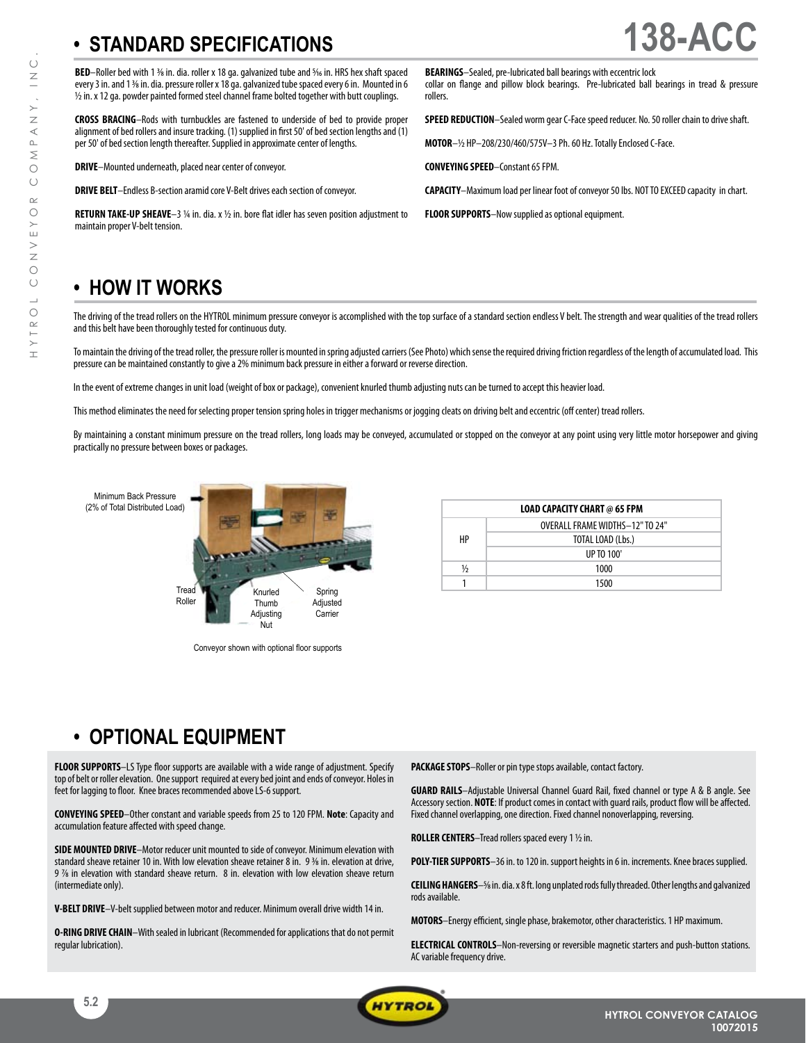# • STANDARD SPECIFICATIONS

# 138-ACC

**BED**–Roller bed with 1 ⅜ in. dia. roller x 18 ga. galvanized tube and 5⁄16 in. HRS hex shaft spaced every 3 in. and 1 ⅜ in. dia. pressure roller x 18 ga. galvanized tube spaced every 6 in. Mounted in 6 ½ in. x 12 ga. powder painted formed steel channel frame bolted together with butt couplings.

**CROSS BRACING**–Rods with turnbuckles are fastened to underside of bed to provide proper alignment of bed rollers and insure tracking. (1) supplied in first 50' of bed section lengths and (1) per 50' of bed section length thereafter. Supplied in approximate center of lengths.

**DRIVE**–Mounted underneath, placed near center of conveyor.

**DRIVE BELT**–Endless B-section aramid core V-Belt drives each section of conveyor.

**RETURN TAKE-UP SHEAVE**–3 ¼ in. dia. x ½ in. bore flat idler has seven position adjustment to maintain proper V-belt tension.

**BEARINGS**–Sealed, pre-lubricated ball bearings with eccentric lock collar on flange and pillow block bearings. Pre-lubricated ball bearings in tread & pressure rollers.

**SPEED REDUCTION**–Sealed worm gear C-Face speed reducer. No. 50 roller chain to drive shaft.

**MOTOR**–½ HP–208/230/460/575V–3 Ph. 60 Hz. Totally Enclosed C-Face.

**CONVEYING SPEED**–Constant 65 FPM.

**CAPACITY**–Maximum load per linear foot of conveyor 50 lbs. NOT TO EXCEED capacity in chart.

**FLOOR SUPPORTS**–Now supplied as optional equipment.

# • HOW IT WORKS

The driving of the tread rollers on the HYTROL minimum pressure conveyor is accomplished with the top surface of a standard section endless V belt. The strength and wear qualities of the tread rollers and this belt have been thoroughly tested for continuous duty.

To maintain the driving of the tread roller, the pressure roller is mounted in spring adjusted carriers (See Photo) which sense the required driving friction regardless of the length of accumulated load. This pressure can be maintained constantly to give a 2% minimum back pressure in either a forward or reverse direction.

In the event of extreme changes in unit load (weight of box or package), convenient knurled thumb adjusting nuts can be turned to accept this heavier load.

This method eliminates the need for selecting proper tension spring holes in trigger mechanisms or jogging cleats on driving belt and eccentric (off center) tread rollers.

By maintaining a constant minimum pressure on the tread rollers, long loads may be conveyed, accumulated or stopped on the conveyor at any point using very little motor horsepower and giving practically no pressure between boxes or packages.

Minimum Back Pressure (2% of Total Distributed Load)

Tread Roller

Knurled Thumb Adjusting Nut

Spring Adjusted Carrier

Conveyor shown with optional floor supports

| LOAD CAPACITY CHART @ 65 FPM | |
|---|---|
| HP | OVERALL FRAME WIDTHS–12" TO 24" |
| | TOTAL LOAD (Lbs.) |
| | UP TO 100' |
| ½ | 1000 |
| 1 | 1500 |

# • OPTIONAL EQUIPMENT

**FLOOR SUPPORTS**–LS Type floor supports are available with a wide range of adjustment. Specify top of belt or roller elevation. One support required at every bed joint and ends of conveyor. Holes in feet for lagging to floor. Knee braces recommended above LS-6 support.

**CONVEYING SPEED**–Other constant and variable speeds from 25 to 120 FPM. **Note**: Capacity and accumulation feature affected with speed change.

**SIDE MOUNTED DRIVE**–Motor reducer unit mounted to side of conveyor. Minimum elevation with standard sheave retainer 10 in. With low elevation sheave retainer 8 in. 9 ⅜ in. elevation at drive, 9 ⅞ in elevation with standard sheave return. 8 in. elevation with low elevation sheave return (intermediate only).

**V-BELT DRIVE**–V-belt supplied between motor and reducer. Minimum overall drive width 14 in.

**O-RING DRIVE CHAIN**–With sealed in lubricant (Recommended for applications that do not permit regular lubrication).

**PACKAGE STOPS**–Roller or pin type stops available, contact factory.

**GUARD RAILS**–Adjustable Universal Channel Guard Rail, fixed channel or type A & B angle. See Accessory section. **NOTE**: If product comes in contact with guard rails, product flow will be affected. Fixed channel overlapping, one direction. Fixed channel nonoverlapping, reversing.

**ROLLER CENTERS**–Tread rollers spaced every 1 ½ in.

**POLY-TIER SUPPORTS**–36 in. to 120 in. support heights in 6 in. increments. Knee braces supplied.

**CEILING HANGERS**–⅝ in. dia. x 8 ft. long unplated rods fully threaded. Other lengths and galvanized rods available.

**MOTORS**–Energy efficient, single phase, brakemotor, other characteristics. 1 HP maximum.

**ELECTRICAL CONTROLS**–Non-reversing or reversible magnetic starters and push-button stations. AC variable frequency drive.